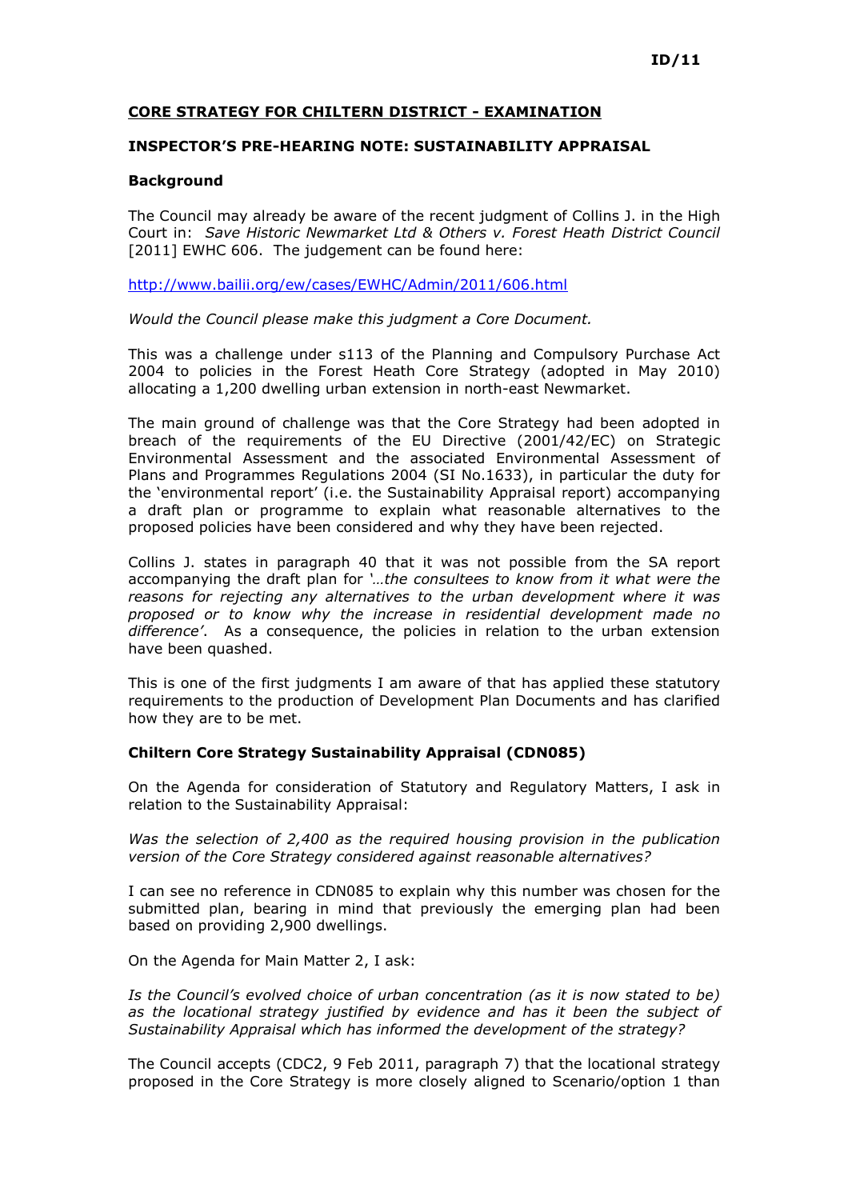**ID/11**

# CORE STRATEGY FOR CHILTERN DISTRICT - EXAMINATION

## INSPECTOR'S PRE-HEARING NOTE: SUSTAINABILITY APPRAISAL

### Background

The Council may already be aware of the recent judgment of Collins J. in the High Court in: *Save Historic Newmarket Ltd & Others v. Forest Heath District Council* [2011] EWHC 606. The judgement can be found here:

http://www.bailii.org/ew/cases/EWHC/Admin/2011/606.html

*Would the Council please make this judgment a Core Document.*

This was a challenge under s113 of the Planning and Compulsory Purchase Act 2004 to policies in the Forest Heath Core Strategy (adopted in May 2010) allocating a 1,200 dwelling urban extension in north-east Newmarket.

The main ground of challenge was that the Core Strategy had been adopted in breach of the requirements of the EU Directive (2001/42/EC) on Strategic Environmental Assessment and the associated Environmental Assessment of Plans and Programmes Regulations 2004 (SI No.1633), in particular the duty for the 'environmental report' (i.e. the Sustainability Appraisal report) accompanying a draft plan or programme to explain what reasonable alternatives to the proposed policies have been considered and why they have been rejected.

Collins J. states in paragraph 40 that it was not possible from the SA report accompanying the draft plan for *'…the consultees to know from it what were the reasons for rejecting any alternatives to the urban development where it was proposed or to know why the increase in residential development made no difference'*. As a consequence, the policies in relation to the urban extension have been quashed.

This is one of the first judgments I am aware of that has applied these statutory requirements to the production of Development Plan Documents and has clarified how they are to be met.

### Chiltern Core Strategy Sustainability Appraisal (CDN085)

On the Agenda for consideration of Statutory and Regulatory Matters, I ask in relation to the Sustainability Appraisal:

*Was the selection of 2,400 as the required housing provision in the publication version of the Core Strategy considered against reasonable alternatives?*

I can see no reference in CDN085 to explain why this number was chosen for the submitted plan, bearing in mind that previously the emerging plan had been based on providing 2,900 dwellings.

On the Agenda for Main Matter 2, I ask:

*Is the Council's evolved choice of urban concentration (as it is now stated to be) as the locational strategy justified by evidence and has it been the subject of Sustainability Appraisal which has informed the development of the strategy?*

The Council accepts (CDC2, 9 Feb 2011, paragraph 7) that the locational strategy proposed in the Core Strategy is more closely aligned to Scenario/option 1 than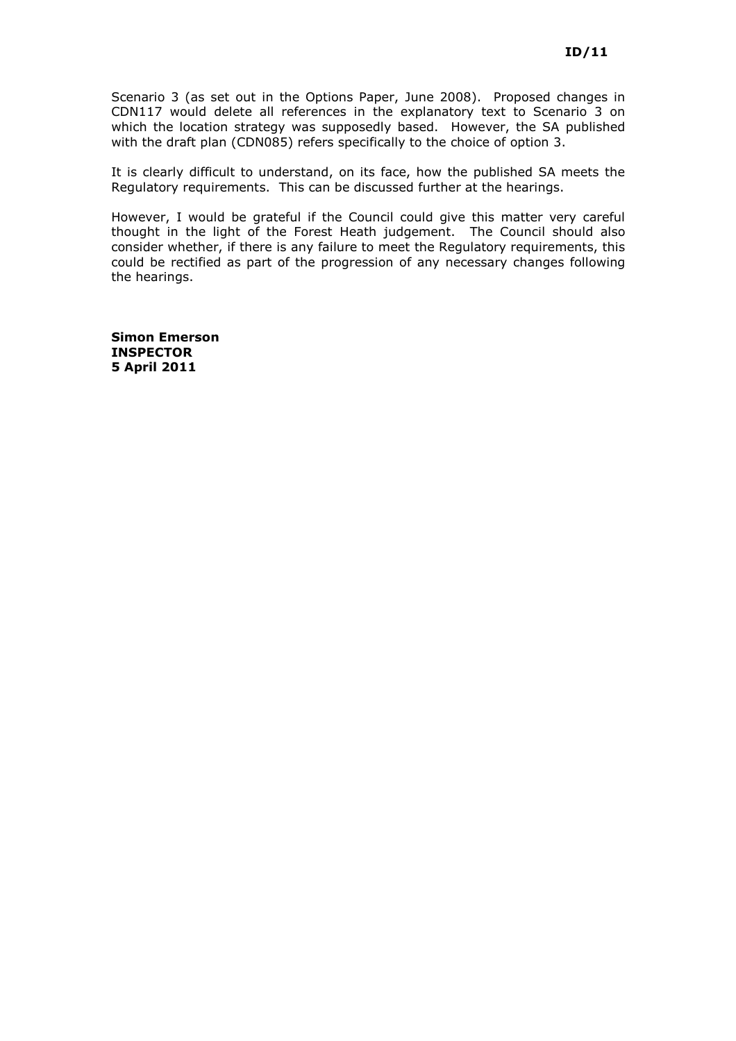Scenario 3 (as set out in the Options Paper, June 2008). Proposed changes in CDN117 would delete all references in the explanatory text to Scenario 3 on which the location strategy was supposedly based. However, the SA published with the draft plan (CDN085) refers specifically to the choice of option 3.

It is clearly difficult to understand, on its face, how the published SA meets the Regulatory requirements. This can be discussed further at the hearings.

However, I would be grateful if the Council could give this matter very careful thought in the light of the Forest Heath judgement. The Council should also consider whether, if there is any failure to meet the Regulatory requirements, this could be rectified as part of the progression of any necessary changes following the hearings.

**Simon Emerson**
**INSPECTOR**
**5 April 2011**